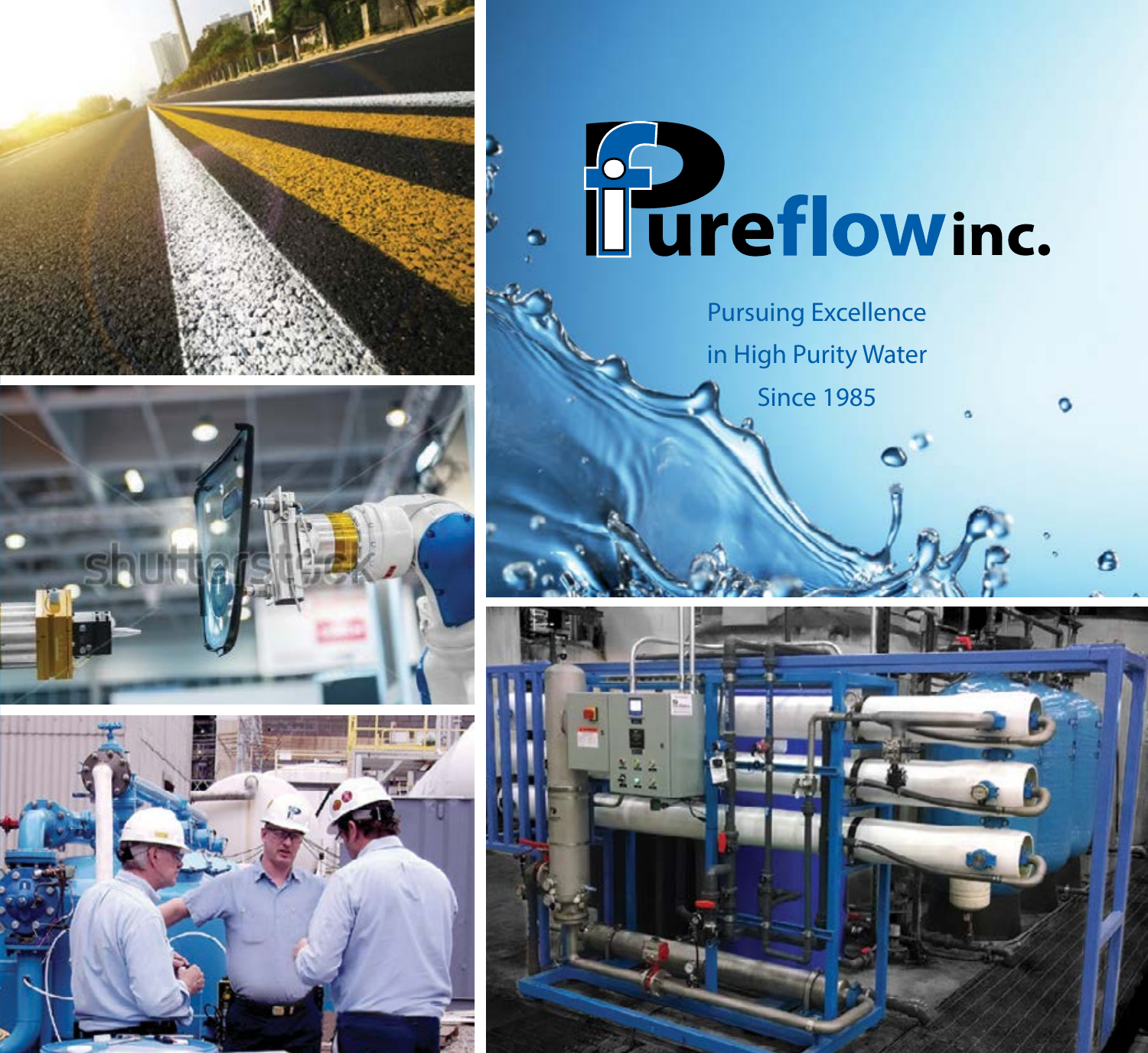# Pureflow inc.

Pursuing Excellence
in High Purity Water
Since 1985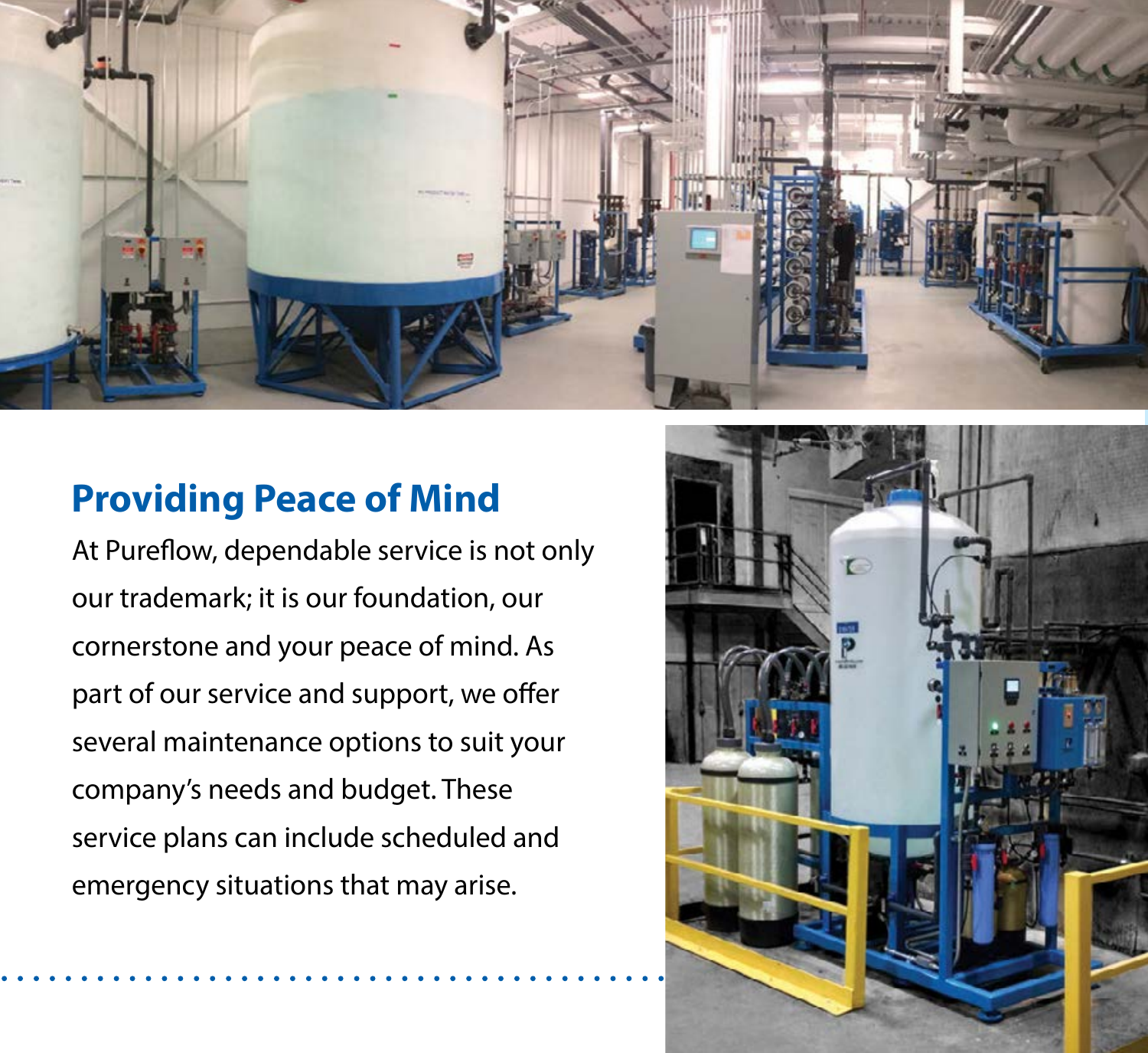## Providing Peace of Mind

At Pureflow, dependable service is not only our trademark; it is our foundation, our cornerstone and your peace of mind. As part of our service and support, we offer several maintenance options to suit your company's needs and budget. These service plans can include scheduled and emergency situations that may arise.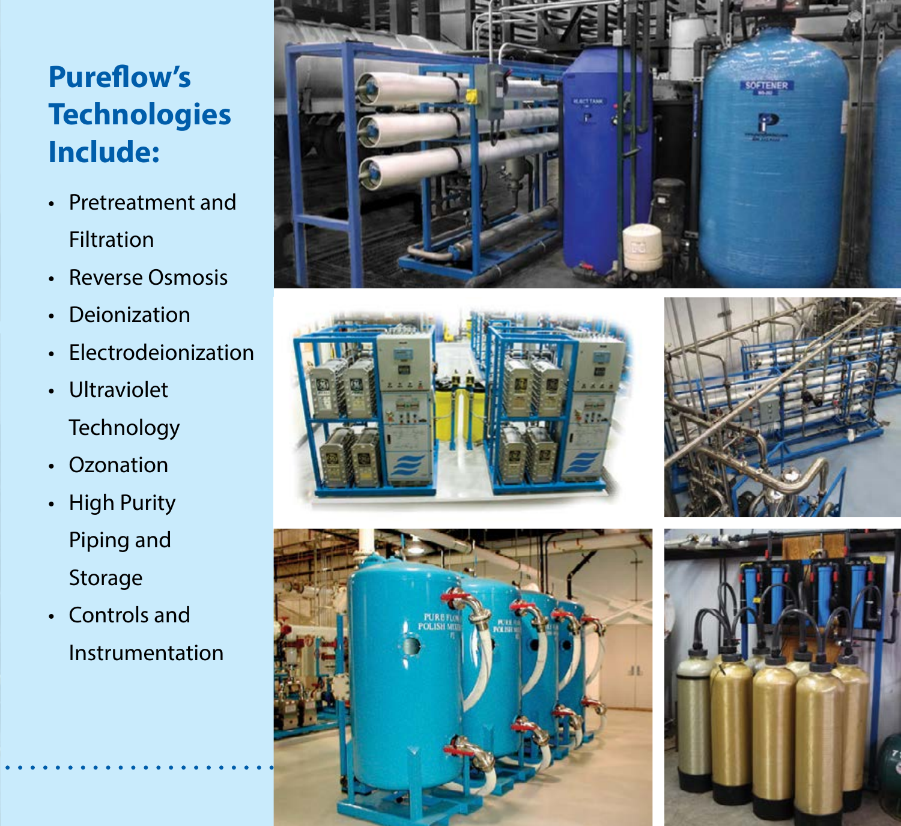## Pureflow's Technologies Include:

- Pretreatment and Filtration
- Reverse Osmosis
- Deionization
- Electrodeionization
- Ultraviolet Technology
- Ozonation
- High Purity Piping and Storage
- Controls and Instrumentation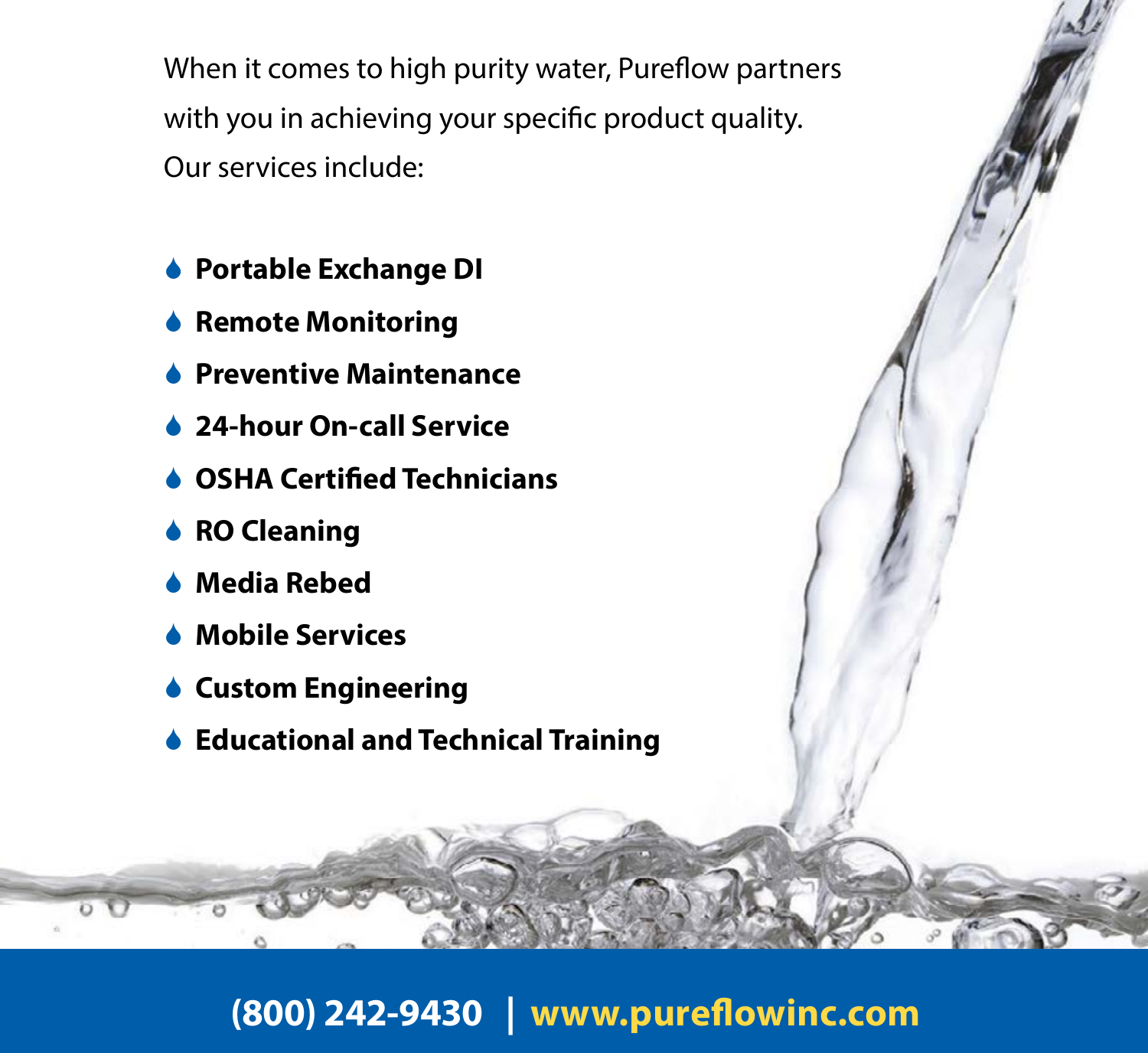When it comes to high purity water, Pureflow partners with you in achieving your specific product quality. Our services include:

- **Portable Exchange DI**
- **Remote Monitoring**
- **Preventive Maintenance**
- **24-hour On-call Service**
- **OSHA Certified Technicians**
- **RO Cleaning**
- **Media Rebed**
- **Mobile Services**
- **Custom Engineering**
- **Educational and Technical Training**

**(800) 242-9430 | www.pureflowinc.com**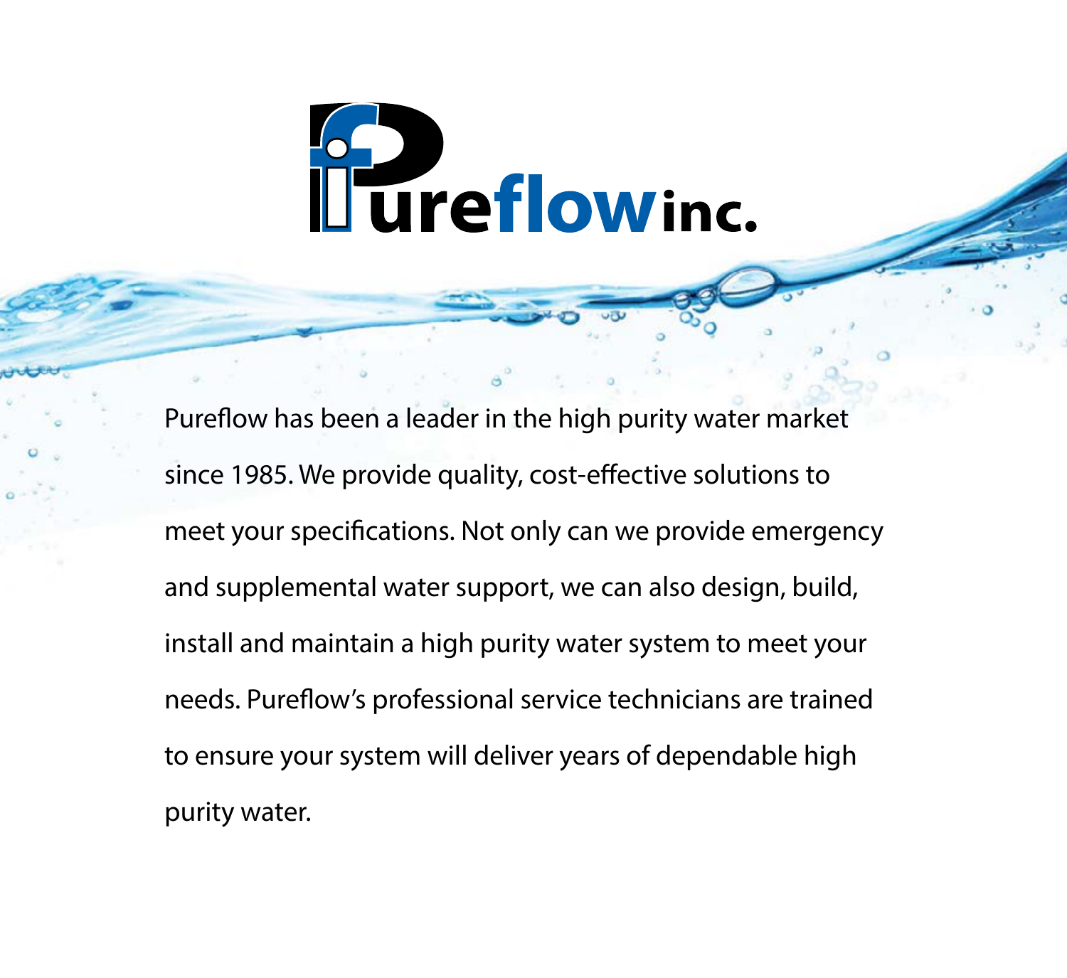# Pureflow inc.

Pureflow has been a leader in the high purity water market since 1985. We provide quality, cost-effective solutions to meet your specifications. Not only can we provide emergency and supplemental water support, we can also design, build, install and maintain a high purity water system to meet your needs. Pureflow's professional service technicians are trained to ensure your system will deliver years of dependable high purity water.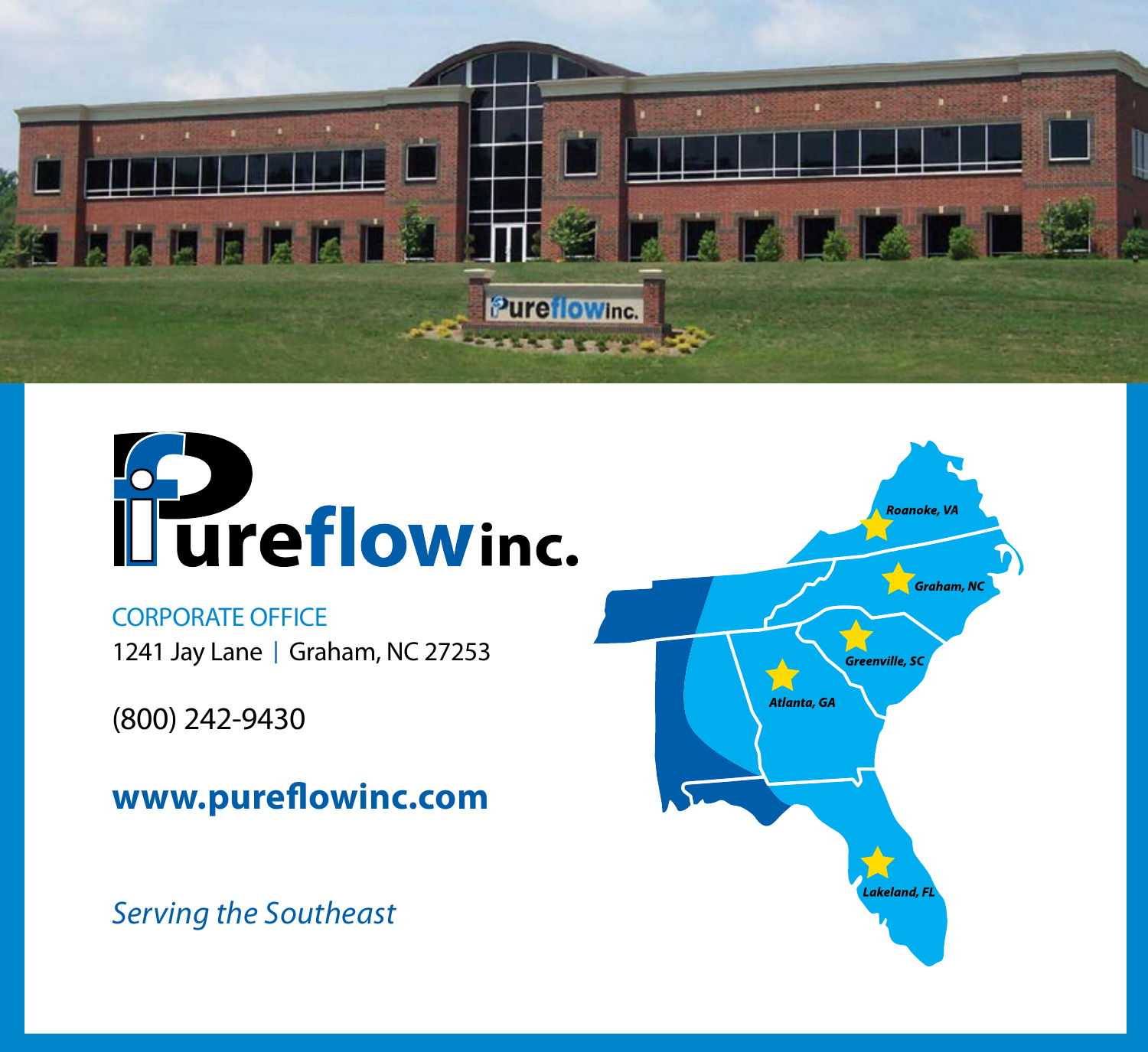# Pureflow inc.

CORPORATE OFFICE

1241 Jay Lane | Graham, NC 27253

(800) 242-9430

**www.pureflowinc.com**

*Serving the Southeast*

Roanoke, VA

Graham, NC

Greenville, SC

Atlanta, GA

Lakeland, FL